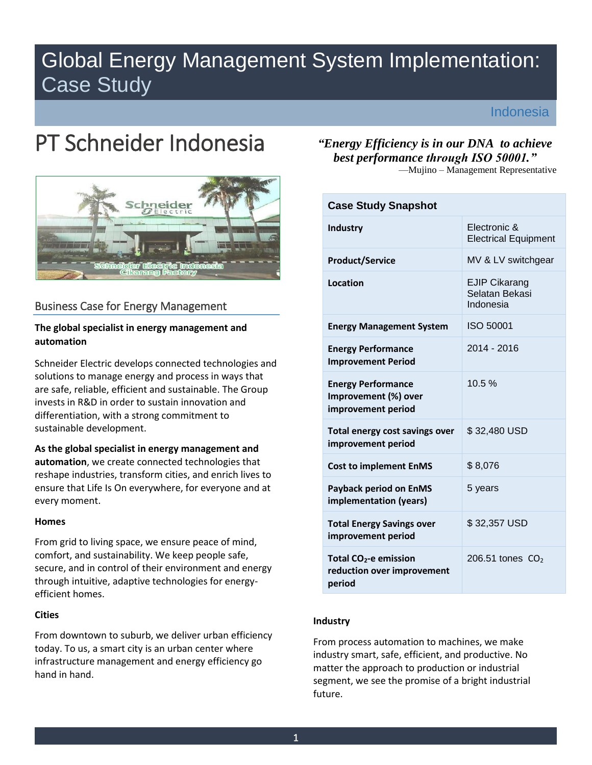# Global Energy Management System Implementation: Case Study

Indonesia

# PT Schneider Indonesia

*"Energy Efficiency is in our DNA to achieve best performance through ISO 50001."*
—Mujino – Management Representative

| Case Study Snapshot | |
|---|---|
| **Industry** | Electronic & Electrical Equipment |
| **Product/Service** | MV & LV switchgear |
| **Location** | EJIP Cikarang Selatan Bekasi Indonesia |
| **Energy Management System** | ISO 50001 |
| **Energy Performance Improvement Period** | 2014 - 2016 |
| **Energy Performance Improvement (%) over improvement period** | 10.5 % |
| **Total energy cost savings over improvement period** | $ 32,480 USD |
| **Cost to implement EnMS** | $ 8,076 |
| **Payback period on EnMS implementation (years)** | 5 years |
| **Total Energy Savings over improvement period** | $ 32,357 USD |
| **Total $CO_2$-e emission reduction over improvement period** | 206.51 tones $CO_2$ |

## Business Case for Energy Management

**The global specialist in energy management and automation**

Schneider Electric develops connected technologies and solutions to manage energy and process in ways that are safe, reliable, efficient and sustainable. The Group invests in R&D in order to sustain innovation and differentiation, with a strong commitment to sustainable development.

**As the global specialist in energy management and automation**, we create connected technologies that reshape industries, transform cities, and enrich lives to ensure that Life Is On everywhere, for everyone and at every moment.

**Homes**

From grid to living space, we ensure peace of mind, comfort, and sustainability. We keep people safe, secure, and in control of their environment and energy through intuitive, adaptive technologies for energy-efficient homes.

**Cities**

From downtown to suburb, we deliver urban efficiency today. To us, a smart city is an urban center where infrastructure management and energy efficiency go hand in hand.

**Industry**

From process automation to machines, we make industry smart, safe, efficient, and productive. No matter the approach to production or industrial segment, we see the promise of a bright industrial future.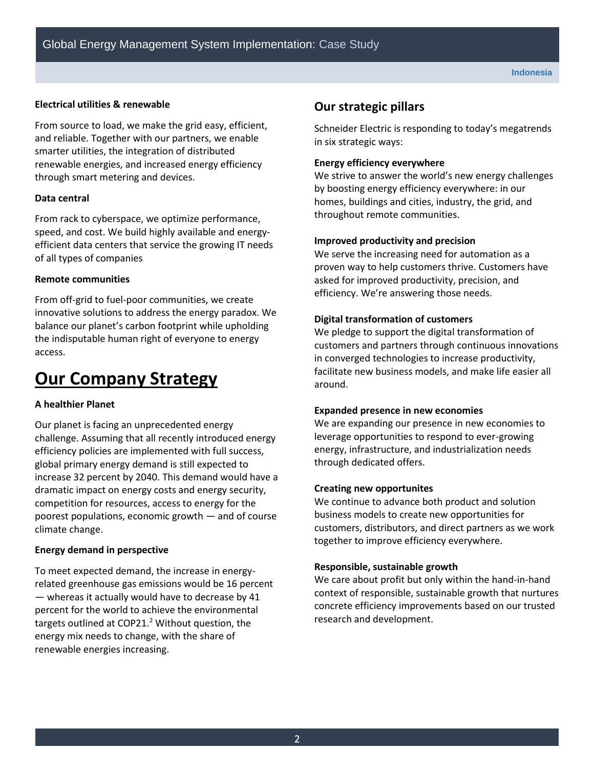**Electrical utilities & renewable**

From source to load, we make the grid easy, efficient, and reliable. Together with our partners, we enable smarter utilities, the integration of distributed renewable energies, and increased energy efficiency through smart metering and devices.

**Data central**

From rack to cyberspace, we optimize performance, speed, and cost. We build highly available and energy-efficient data centers that service the growing IT needs of all types of companies

**Remote communities**

From off-grid to fuel-poor communities, we create innovative solutions to address the energy paradox. We balance our planet's carbon footprint while upholding the indisputable human right of everyone to energy access.

# Our Company Strategy

**A healthier Planet**

Our planet is facing an unprecedented energy challenge. Assuming that all recently introduced energy efficiency policies are implemented with full success, global primary energy demand is still expected to increase 32 percent by 2040. This demand would have a dramatic impact on energy costs and energy security, competition for resources, access to energy for the poorest populations, economic growth — and of course climate change.

**Energy demand in perspective**

To meet expected demand, the increase in energy-related greenhouse gas emissions would be 16 percent — whereas it actually would have to decrease by 41 percent for the world to achieve the environmental targets outlined at COP21.[2] Without question, the energy mix needs to change, with the share of renewable energies increasing.

## Our strategic pillars

Schneider Electric is responding to today's megatrends in six strategic ways:

**Energy efficiency everywhere**
We strive to answer the world's new energy challenges by boosting energy efficiency everywhere: in our homes, buildings and cities, industry, the grid, and throughout remote communities.

**Improved productivity and precision**
We serve the increasing need for automation as a proven way to help customers thrive. Customers have asked for improved productivity, precision, and efficiency. We're answering those needs.

**Digital transformation of customers**
We pledge to support the digital transformation of customers and partners through continuous innovations in converged technologies to increase productivity, facilitate new business models, and make life easier all around.

**Expanded presence in new economies**
We are expanding our presence in new economies to leverage opportunities to respond to ever-growing energy, infrastructure, and industrialization needs through dedicated offers.

**Creating new opportunites**
We continue to advance both product and solution business models to create new opportunities for customers, distributors, and direct partners as we work together to improve efficiency everywhere.

**Responsible, sustainable growth**
We care about profit but only within the hand-in-hand context of responsible, sustainable growth that nurtures concrete efficiency improvements based on our trusted research and development.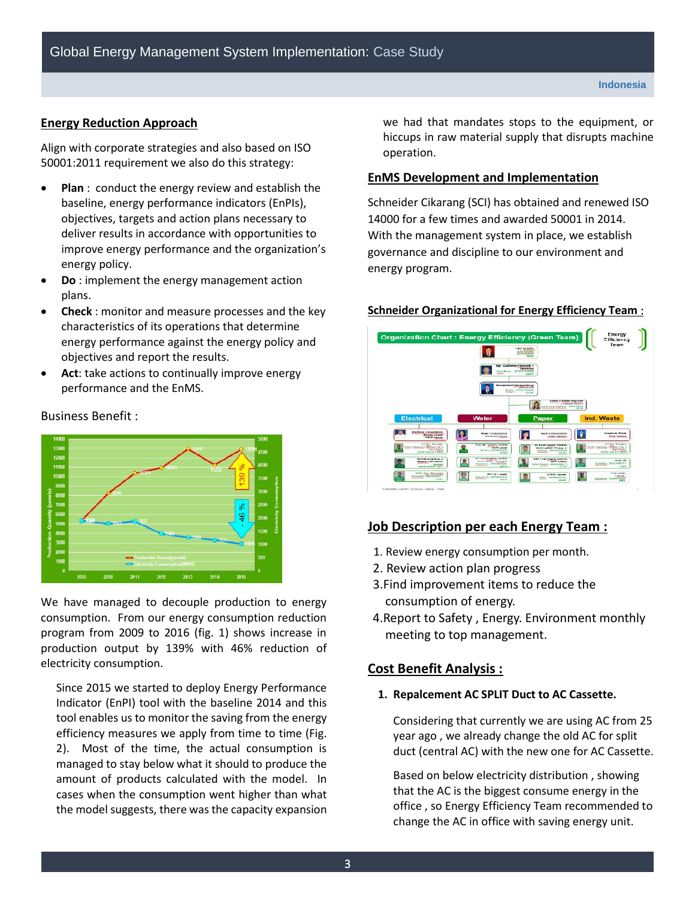## Energy Reduction Approach

Align with corporate strategies and also based on ISO 50001:2011 requirement we also do this strategy:

- **Plan** : conduct the energy review and establish the baseline, energy performance indicators (EnPIs), objectives, targets and action plans necessary to deliver results in accordance with opportunities to improve energy performance and the organization's energy policy.
- **Do** : implement the energy management action plans.
- **Check** : monitor and measure processes and the key characteristics of its operations that determine energy performance against the energy policy and objectives and report the results.
- **Act**: take actions to continually improve energy performance and the EnMS.

Business Benefit :

We have managed to decouple production to energy consumption. From our energy consumption reduction program from 2009 to 2016 (fig. 1) shows increase in production output by 139% with 46% reduction of electricity consumption.

Since 2015 we started to deploy Energy Performance Indicator (EnPI) tool with the baseline 2014 and this tool enables us to monitor the saving from the energy efficiency measures we apply from time to time (Fig. 2). Most of the time, the actual consumption is managed to stay below what it should to produce the amount of products calculated with the model. In cases when the consumption went higher than what the model suggests, there was the capacity expansion we had that mandates stops to the equipment, or hiccups in raw material supply that disrupts machine operation.

## EnMS Development and Implementation

Schneider Cikarang (SCI) has obtained and renewed ISO 14000 for a few times and awarded 50001 in 2014. With the management system in place, we establish governance and discipline to our environment and energy program.

### Schneider Organizational for Energy Efficiency Team :

## Job Description per each Energy Team :

1. Review energy consumption per month.
2. Review action plan progress
3. Find improvement items to reduce the consumption of energy.
4. Report to Safety , Energy. Environment monthly meeting to top management.

## Cost Benefit Analysis :

1. **Repalcement AC SPLIT Duct to AC Cassette.**

   Considering that currently we are using AC from 25 year ago , we already change the old AC for split duct (central AC) with the new one for AC Cassette.

   Based on below electricity distribution , showing that the AC is the biggest consume energy in the office , so Energy Efficiency Team recommended to change the AC in office with saving energy unit.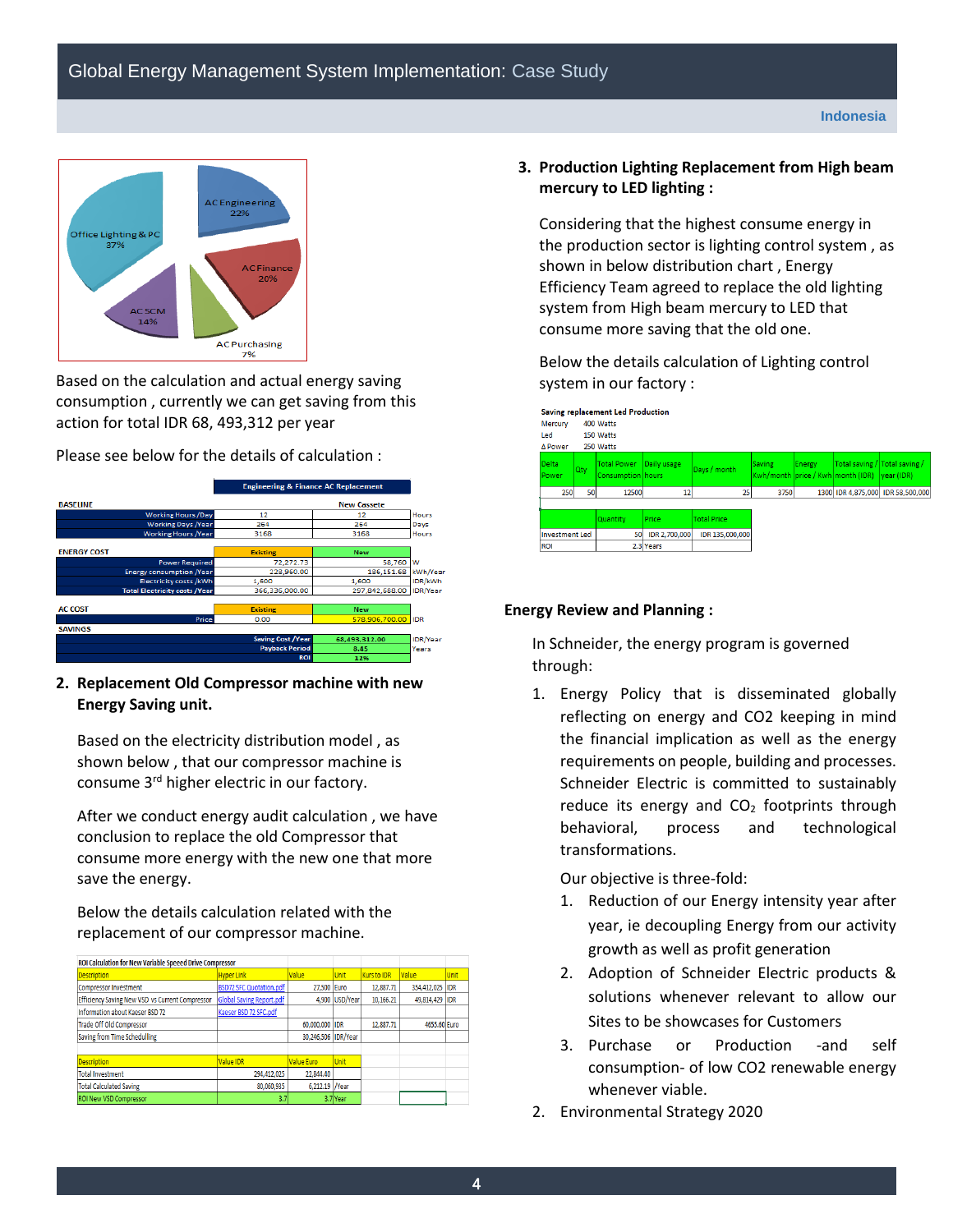Based on the calculation and actual energy saving consumption , currently we can get saving from this action for total IDR 68, 493,312 per year

Please see below for the details of calculation :

| | Engineering & Finance AC Replacement | | |
|---|---|---|---|
| **BASELINE** | | New Cassete | |
| Working Hours /Day | 12 | 12 | Hours |
| Working Days /Year | 264 | 264 | Days |
| Working Hours /Year | 3168 | 3168 | Hours |
| **ENERGY COST** | Existing | New | |
| Power Required | 72,272.73 | 58,760 | W |
| Energy consumption /Year | 228,960.00 | 186,151.68 | kWh/Year |
| Electricity costs /kWh | 1,600 | 1,600 | IDR/kWh |
| Total Electricity costs /Year | 366,336,000.00 | 297,842,688.00 | IDR/Year |
| **AC COST** | Existing | New | |
| Price | 0.00 | 578,906,700.00 | IDR |
| **SAVINGS** | | | |
| Saving Cost /Year | | 68,493,312.00 | IDR/Year |
| Payback Period | | 8.45 | Years |
| ROI | | 12% | |

## 2. Replacement Old Compressor machine with new Energy Saving unit.

Based on the electricity distribution model , as shown below , that our compressor machine is consume 3rd higher electric in our factory.

After we conduct energy audit calculation , we have conclusion to replace the old Compressor that consume more energy with the new one that more save the energy.

Below the details calculation related with the replacement of our compressor machine.

**ROI Calculation for New Variable Speed Drive Compressor**

| Description | Hyper Link | Value | Unit | Kurs to IDR | Value | Unit |
|---|---|---|---|---|---|---|
| Compressor Investment | BSD72 SFC Quotation.pdf | 27,500 | Euro | 12,887.71 | 354,412,025 | IDR |
| Efficiency Saving New VSD vs Current Compressor | Global Saving Report.pdf | 4,900 | USD/Year | 10,166.21 | 49,814,429 | IDR |
| Information about Kaeser BSD 72 | Kaeser BSD 72 SFC.pdf | | | | | |
| Trade Off Old Compressor | | 60,000,000 | IDR | 12,887.71 | 4655.60 | Euro |
| Saving from Time Schedulling | | 30,246,506 | IDR/Year | | | |

| Description | Value IDR | Value Euro | Unit |
|---|---|---|---|
| Total Investment | 294,412,025 | 22,844.40 | |
| Total Calculated Saving | 80,060,935 | 6,212.19 | /Year |
| ROI New VSD Compressor | 3.7 | 3.7 | Year |

## 3. Production Lighting Replacement from High beam mercury to LED lighting :

Considering that the highest consume energy in the production sector is lighting control system , as shown in below distribution chart , Energy Efficiency Team agreed to replace the old lighting system from High beam mercury to LED that consume more saving that the old one.

Below the details calculation of Lighting control system in our factory :

**Saving replacement Led Production**

| | |
|---|---|
| Mercury | 400 Watts |
| Led | 150 Watts |
| Δ Power | 250 Watts |

| Delta Power | Qty | Total Power Consumption | Daily usage hours | Days / month | Saving Kwh/month | Energy price / Kwh | Total saving / month (IDR) | Total saving / year (IDR) |
|---|---|---|---|---|---|---|---|---|
| 250 | 50 | 12500 | 12 | 25 | 3750 | 1300 | IDR 4,875,000 | IDR 58,500,000 |

| | Quantity | Price | Total Price |
|---|---|---|---|
| Investment Led | 50 | IDR 2,700,000 | IDR 135,000,000 |
| ROI | 2.3 | Years | |

## Energy Review and Planning :

In Schneider, the energy program is governed through:

1. Energy Policy that is disseminated globally reflecting on energy and CO2 keeping in mind the financial implication as well as the energy requirements on people, building and processes. Schneider Electric is committed to sustainably reduce its energy and $CO_2$ footprints through behavioral, process and technological transformations.

   Our objective is three-fold:

   1. Reduction of our Energy intensity year after year, ie decoupling Energy from our activity growth as well as profit generation
   2. Adoption of Schneider Electric products & solutions whenever relevant to allow our Sites to be showcases for Customers
   3. Purchase or Production -and self consumption- of low CO2 renewable energy whenever viable.

2. Environmental Strategy 2020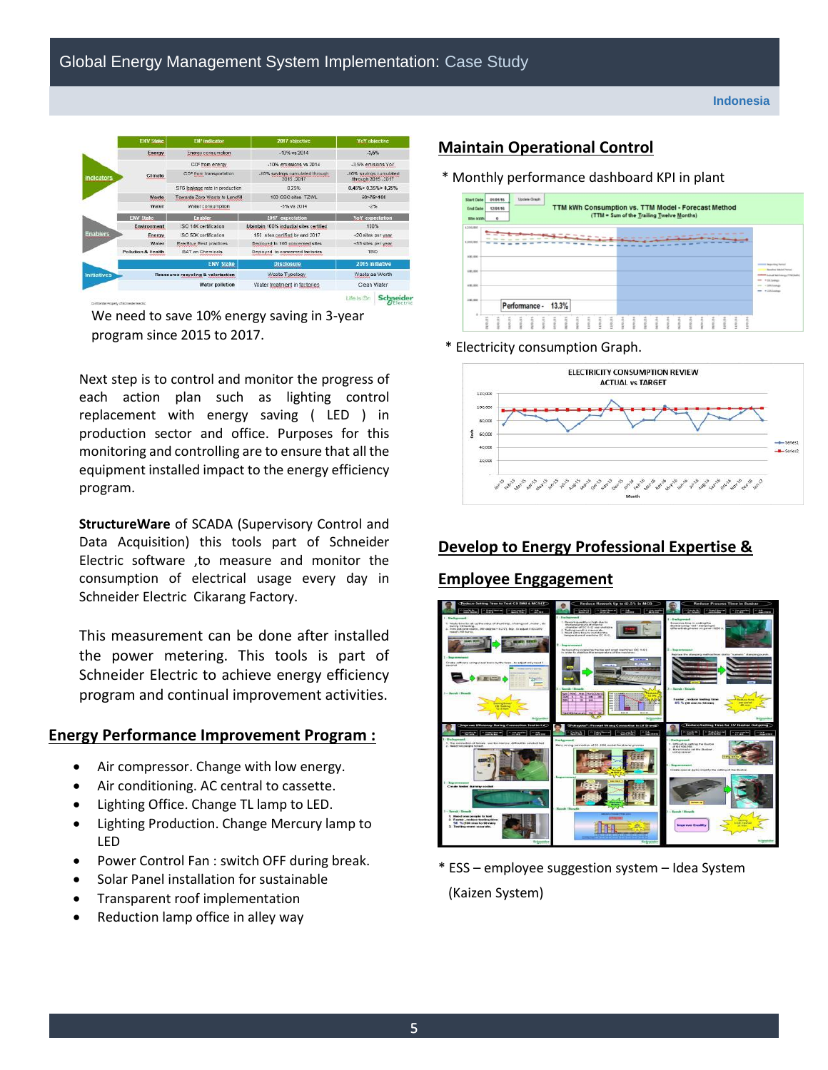| ENV Stake | ENV Indicator | 2017 objective | YoY objective |
|---|---|---|---|
| Energy | Energy consumption | -10% vs 2014 | -3,5% |
| Climate | CO2 from energy | -10% emissions vs 2014 | -3.5% emissions YoY |
| | CO2 from transportation | -10% savings cumulated through 2015 -2017 | -10% savings cumulated through 2015 -2017 |
| | SF6 leakage rate in production | 0.25% | 0,45%> 0,35%> 0,25% |
| Waste | Towards Zero Waste to Landfill | 100 CGC sites TZWL | 50>75>100 |
| Water | Water consumption | -5% vs 2014 | -2% |

| ENV Stake | Enabler | 2017 expectation | YoY expectation |
|---|---|---|---|
| Environment | ISO 14K certification | Maintain 100% industial sites certified | 100% |
| Energy | ISO 50K certification | 150 sites certified by end 2017 | +20 sites per year |
| Water | EverBlue Best practices | Deployed to 100 concerned sites | +33 sites per year |
| Pollution & Health | BAT on Chemicals | Deployed to concerned factories | TBD |

| ENV Stake | Disclosure | 2015 initiative |
|---|---|---|
| Ressource recycling & valorization | Waste Typology | Waste as Worth |
| Water pollution | Water treatment in factories | Clean Water |

We need to save 10% energy saving in 3-year program since 2015 to 2017.

Next step is to control and monitor the progress of each action plan such as lighting control replacement with energy saving ( LED ) in production sector and office. Purposes for this monitoring and controlling are to ensure that all the equipment installed impact to the energy efficiency program.

**StructureWare** of SCADA (Supervisory Control and Data Acquisition) this tools part of Schneider Electric software ,to measure and monitor the consumption of electrical usage every day in Schneider Electric Cikarang Factory.

This measurement can be done after installed the power metering. This tools is part of Schneider Electric to achieve energy efficiency program and continual improvement activities.

## Energy Performance Improvement Program :

- Air compressor. Change with low energy.
- Air conditioning. AC central to cassette.
- Lighting Office. Change TL lamp to LED.
- Lighting Production. Change Mercury lamp to LED
- Power Control Fan : switch OFF during break.
- Solar Panel installation for sustainable
- Transparent roof implementation
- Reduction lamp office in alley way

## Maintain Operational Control

\* Monthly performance dashboard KPI in plant

\* Electricity consumption Graph.

## Develop to Energy Professional Expertise & Employee Enggagement

\* ESS – employee suggestion system – Idea System (Kaizen System)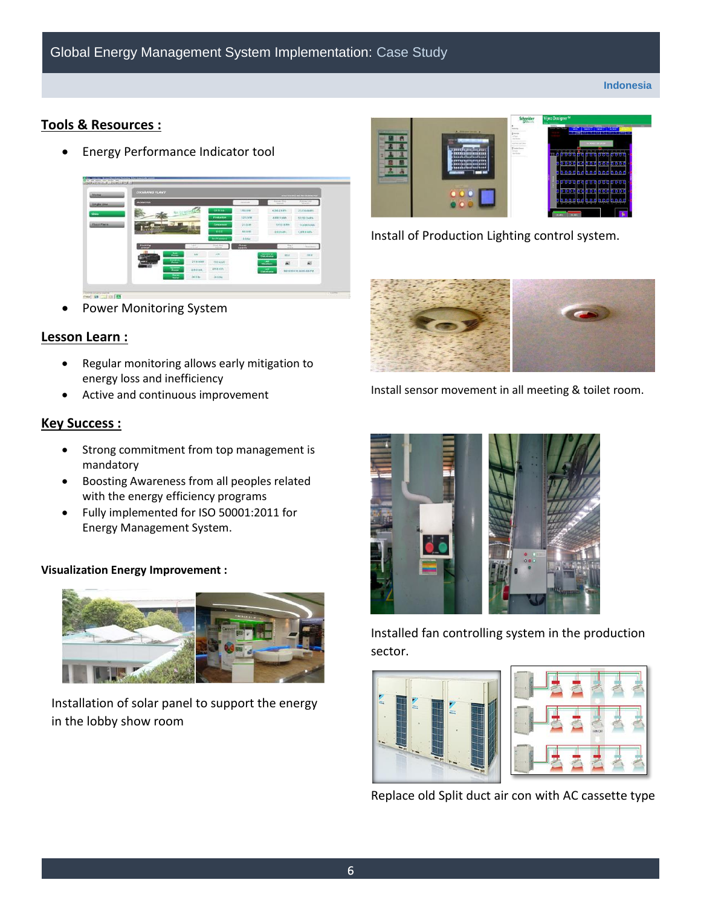## Tools & Resources :

- Energy Performance Indicator tool
- Power Monitoring System

## Lesson Learn :

- Regular monitoring allows early mitigation to energy loss and inefficiency
- Active and continuous improvement

## Key Success :

- Strong commitment from top management is mandatory
- Boosting Awareness from all peoples related with the energy efficiency programs
- Fully implemented for ISO 50001:2011 for Energy Management System.

**Visualization Energy Improvement :**

Installation of solar panel to support the energy in the lobby show room

Install of Production Lighting control system.

Install sensor movement in all meeting & toilet room.

Installed fan controlling system in the production sector.

Replace old Split duct air con with AC cassette type